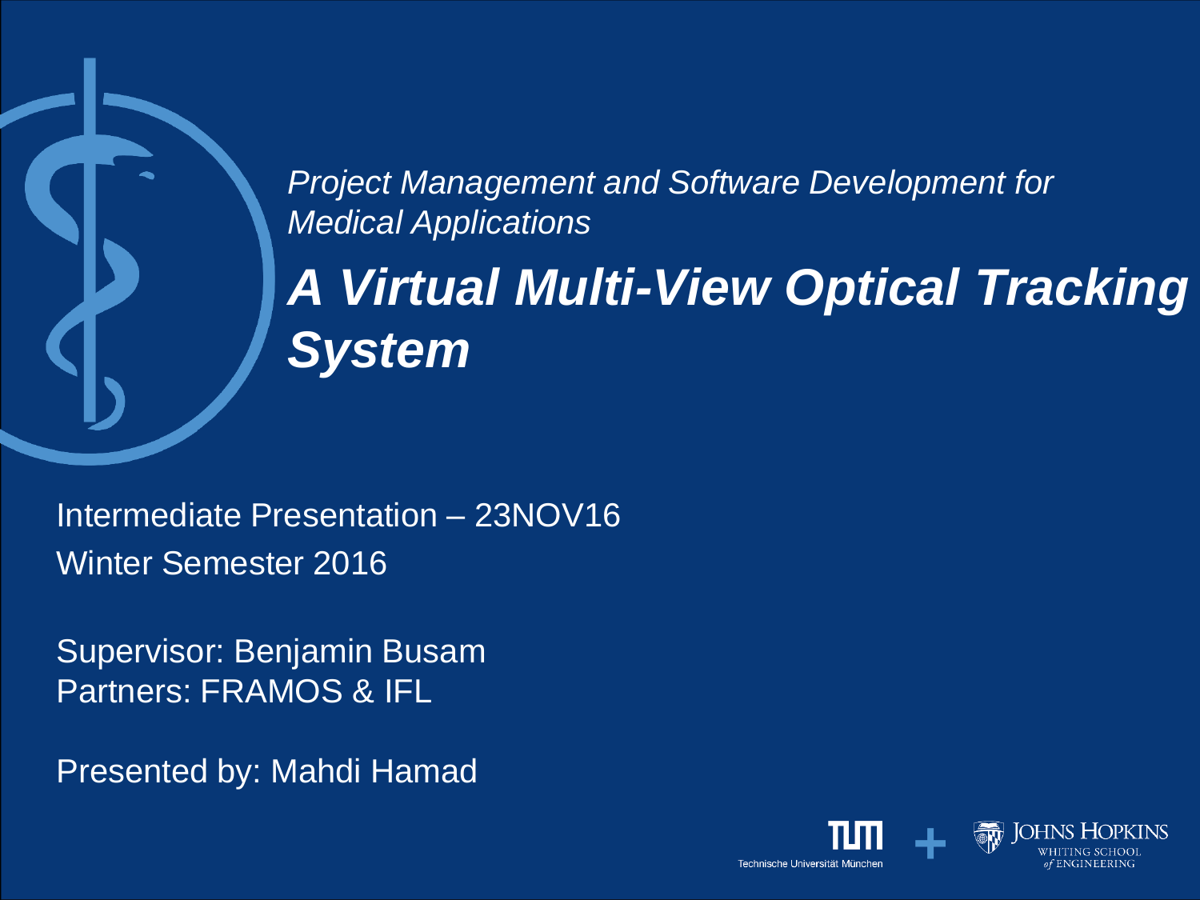*Project Management and Software Development for Medical Applications*

# *A Virtual Multi-View Optical Tracking System*

Intermediate Presentation – 23NOV16

Winter Semester 2016

Supervisor: Benjamin Busam

Partners: FRAMOS & IFL

Presented by: Mahdi Hamad

Technische Universität München + Johns Hopkins Whiting School of Engineering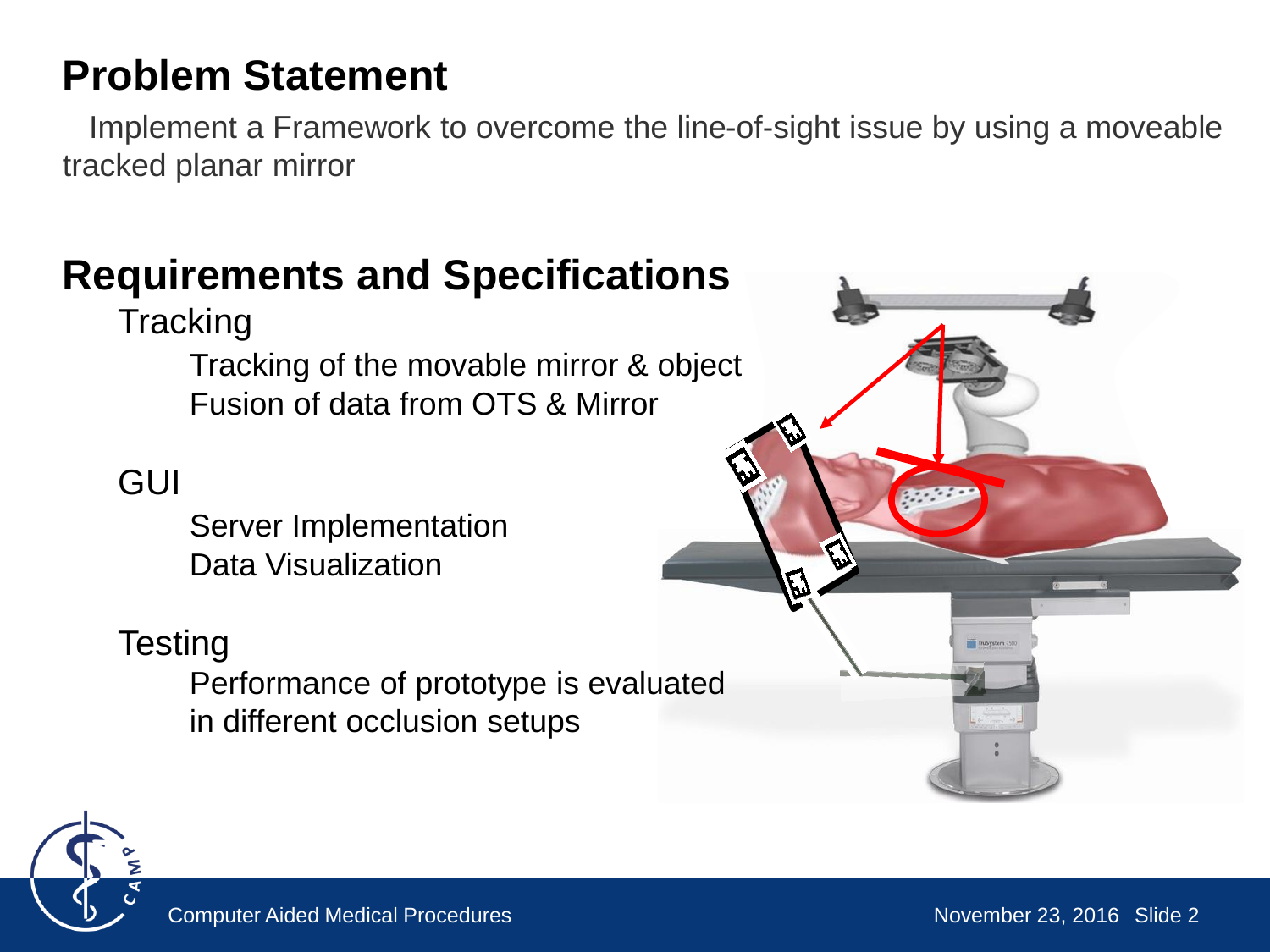# Problem Statement

Implement a Framework to overcome the line-of-sight issue by using a moveable tracked planar mirror

# Requirements and Specifications

## Tracking

- Tracking of the movable mirror & object
- Fusion of data from OTS & Mirror

## GUI

- Server Implementation
- Data Visualization

## Testing

- Performance of prototype is evaluated in different occlusion setups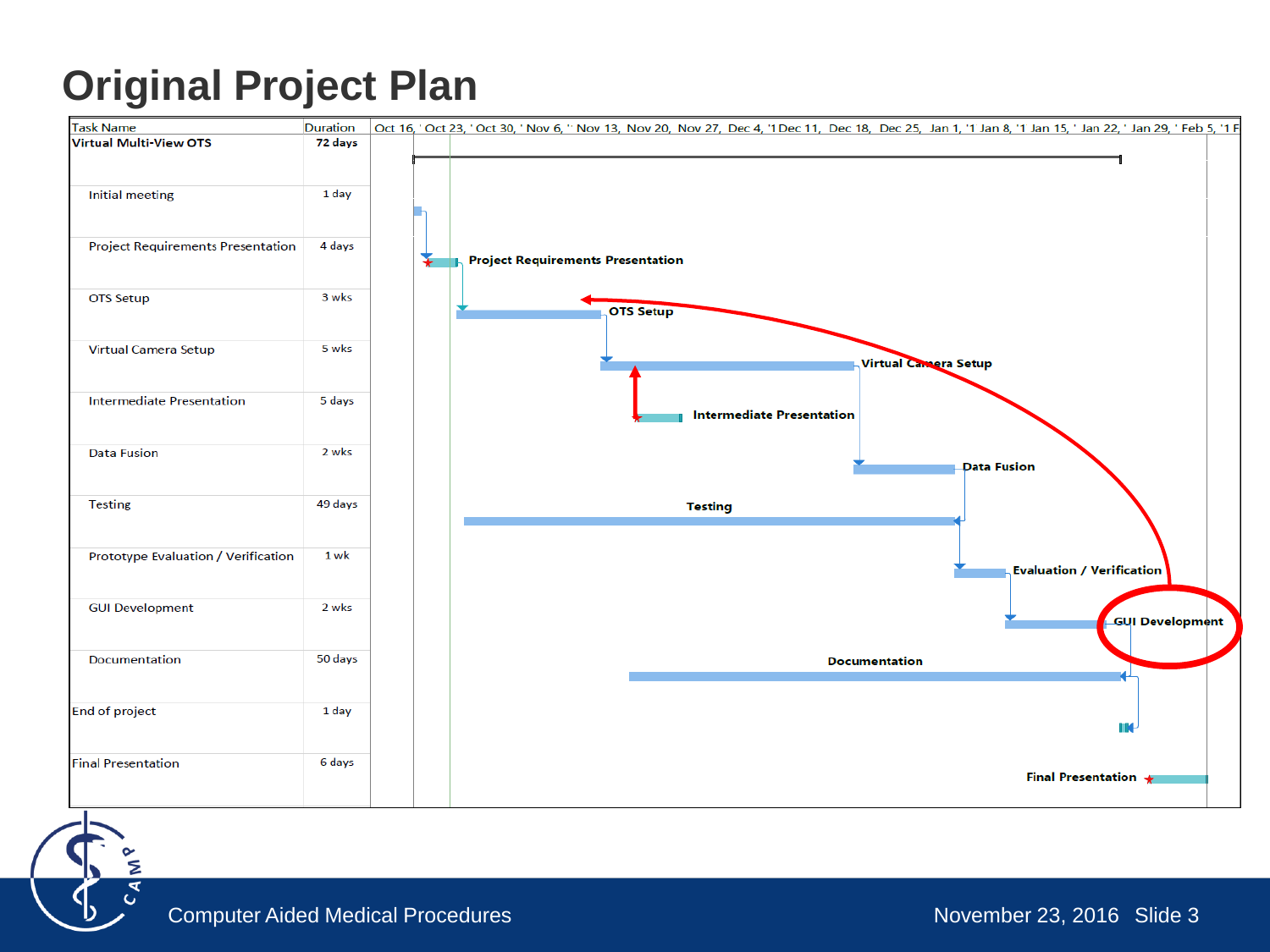# Original Project Plan

| Task Name | Duration |
|---|---|
| Virtual Multi-View OTS | 72 days |
| Initial meeting | 1 day |
| Project Requirements Presentation | 4 days |
| OTS Setup | 3 wks |
| Virtual Camera Setup | 5 wks |
| Intermediate Presentation | 5 days |
| Data Fusion | 2 wks |
| Testing | 49 days |
| Prototype Evaluation / Verification | 1 wk |
| GUI Development | 2 wks |
| Documentation | 50 days |
| End of project | 1 day |
| Final Presentation | 6 days |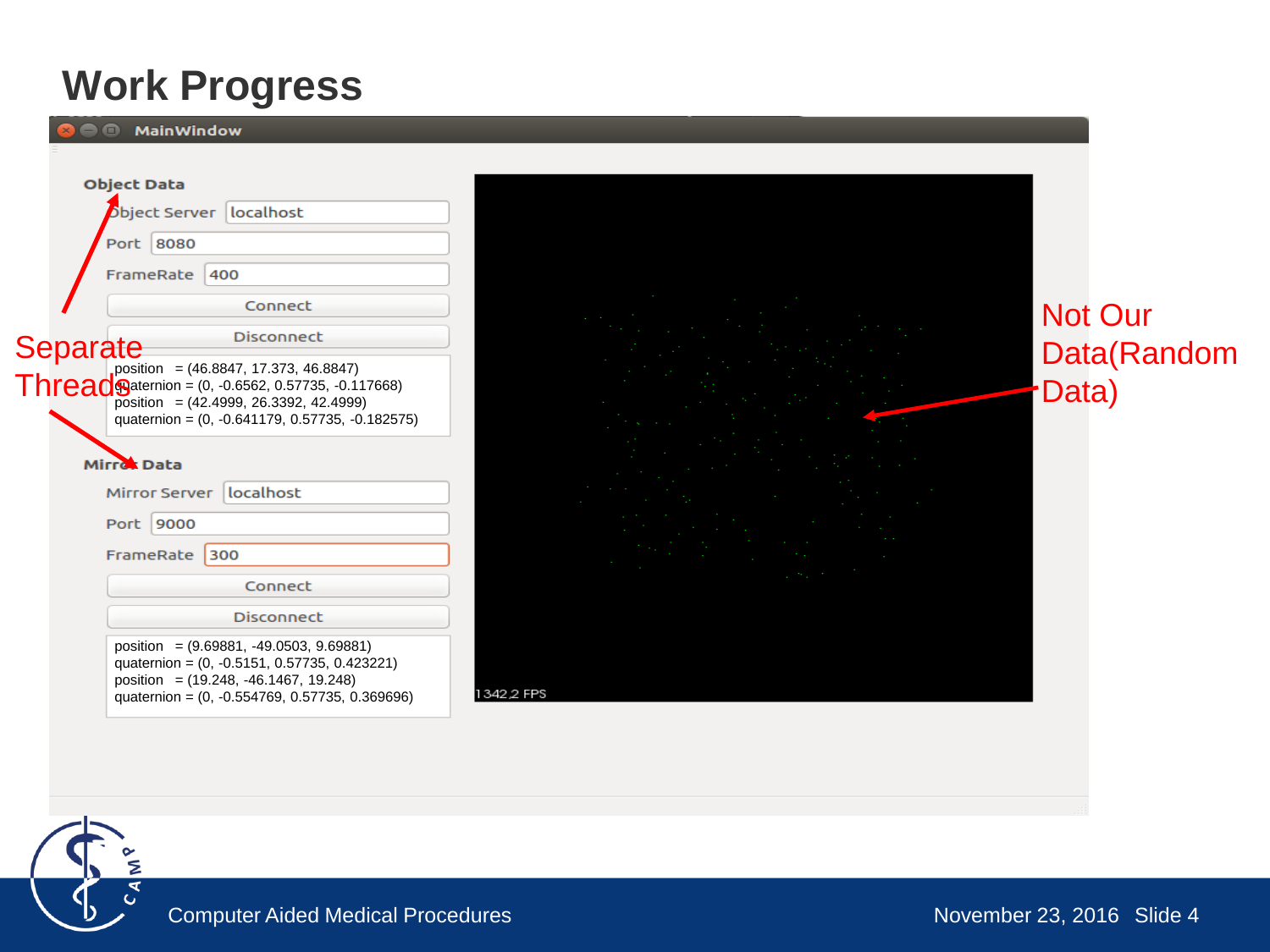# Work Progress

MainWindow

**Object Data**

Object Server: localhost

Port: 8080

FrameRate: 400

Connect

Disconnect

position = (46.8847, 17.373, 46.8847)
quaternion = (0, -0.6562, 0.57735, -0.117668)
position = (42.4999, 26.3392, 42.4999)
quaternion = (0, -0.641179, 0.57735, -0.182575)

**Mirror Data**

Mirror Server: localhost

Port: 9000

FrameRate: 300

Connect

Disconnect

position = (9.69881, -49.0503, 9.69881)
quaternion = (0, -0.5151, 0.57735, 0.423221)
position = (19.248, -46.1467, 19.248)
quaternion = (0, -0.554769, 0.57735, 0.369696)

1342.2 FPS

Separate Threads

Not Our Data(Random Data)

Computer Aided Medical Procedures

November 23, 2016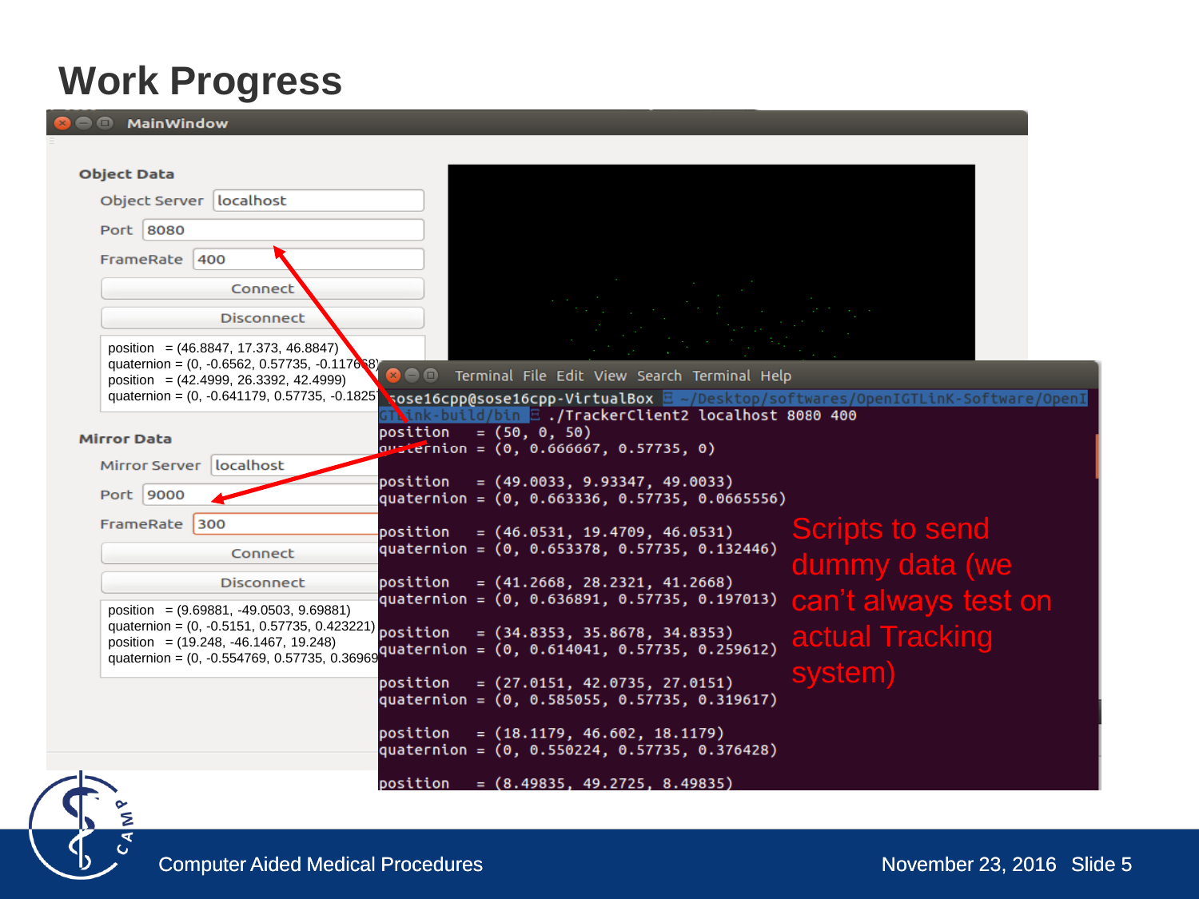# Work Progress

MainWindow

**Object Data**

Object Server: localhost

Port: 8080

FrameRate: 400

Connect

Disconnect

position = (46.8847, 17.373, 46.8847)
quaternion = (0, -0.6562, 0.57735, -0.117658)
position = (42.4999, 26.3392, 42.4999)
quaternion = (0, -0.641179, 0.57735, -0.1825

**Mirror Data**

Mirror Server: localhost

Port: 9000

FrameRate: 300

Connect

Disconnect

position = (9.69881, -49.0503, 9.69881)
quaternion = (0, -0.5151, 0.57735, 0.423221)
position = (19.248, -46.1467, 19.248)
quaternion = (0, -0.554769, 0.57735, 0.36969

Terminal File Edit View Search Terminal Help

```
sose16cpp@sose16cpp-VirtualBox ~/Desktop/softwares/OpenIGTLinK-Software/OpenIGTLink-build/bin ./TrackerClient2 localhost 8080 400
position   = (50, 0, 50)
quaternion = (0, 0.666667, 0.57735, 0)

position   = (49.0033, 9.93347, 49.0033)
quaternion = (0, 0.663336, 0.57735, 0.0665556)

position   = (46.0531, 19.4709, 46.0531)
quaternion = (0, 0.653378, 0.57735, 0.132446)

position   = (41.2668, 28.2321, 41.2668)
quaternion = (0, 0.636891, 0.57735, 0.197013)

position   = (34.8353, 35.8678, 34.8353)
quaternion = (0, 0.614041, 0.57735, 0.259612)

position   = (27.0151, 42.0735, 27.0151)
quaternion = (0, 0.585055, 0.57735, 0.319617)

position   = (18.1179, 46.602, 18.1179)
quaternion = (0, 0.550224, 0.57735, 0.376428)

position   = (8.49835, 49.2725, 8.49835)
```

Scripts to send dummy data (we can't always test on actual Tracking system)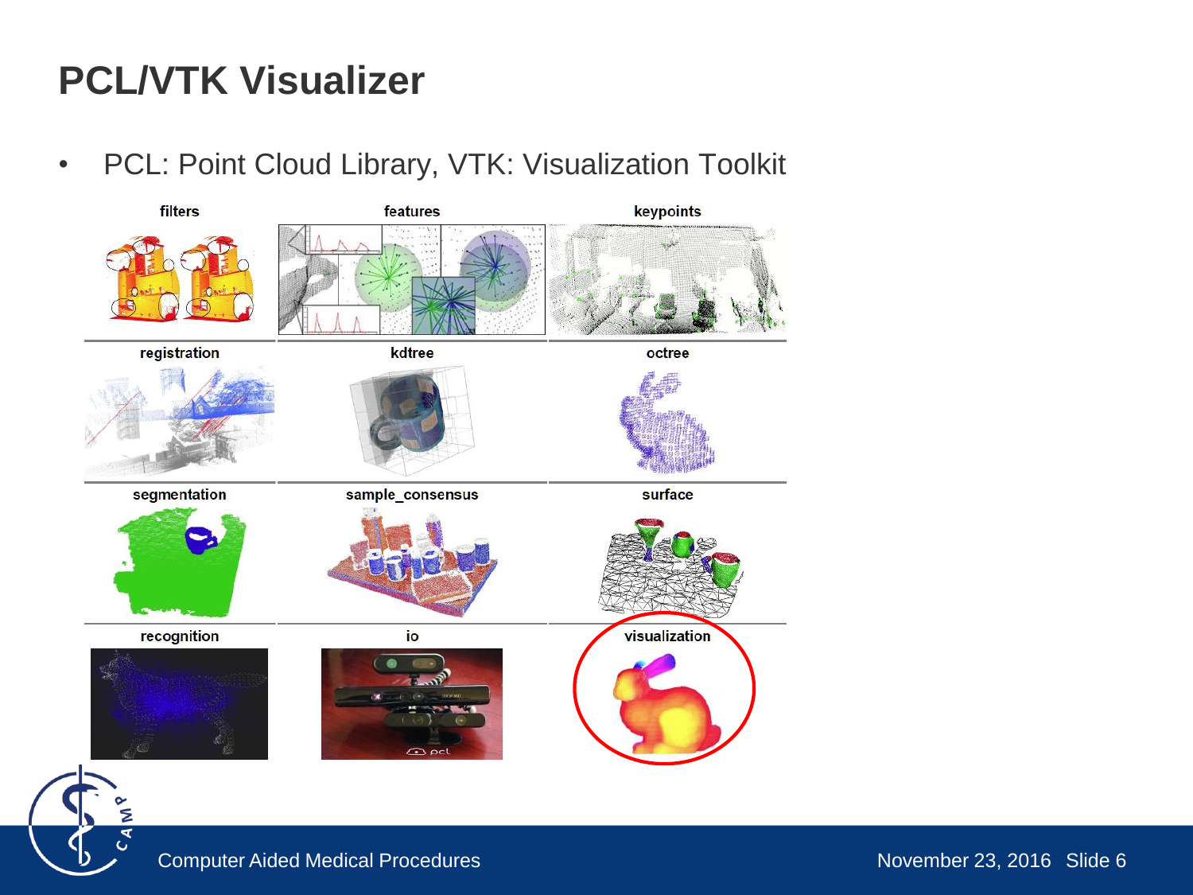# PCL/VTK Visualizer

- PCL: Point Cloud Library, VTK: Visualization Toolkit

| filters | features | keypoints |
|---|---|---|
| registration | kdtree | octree |
| segmentation | sample_consensus | surface |
| recognition | io | visualization |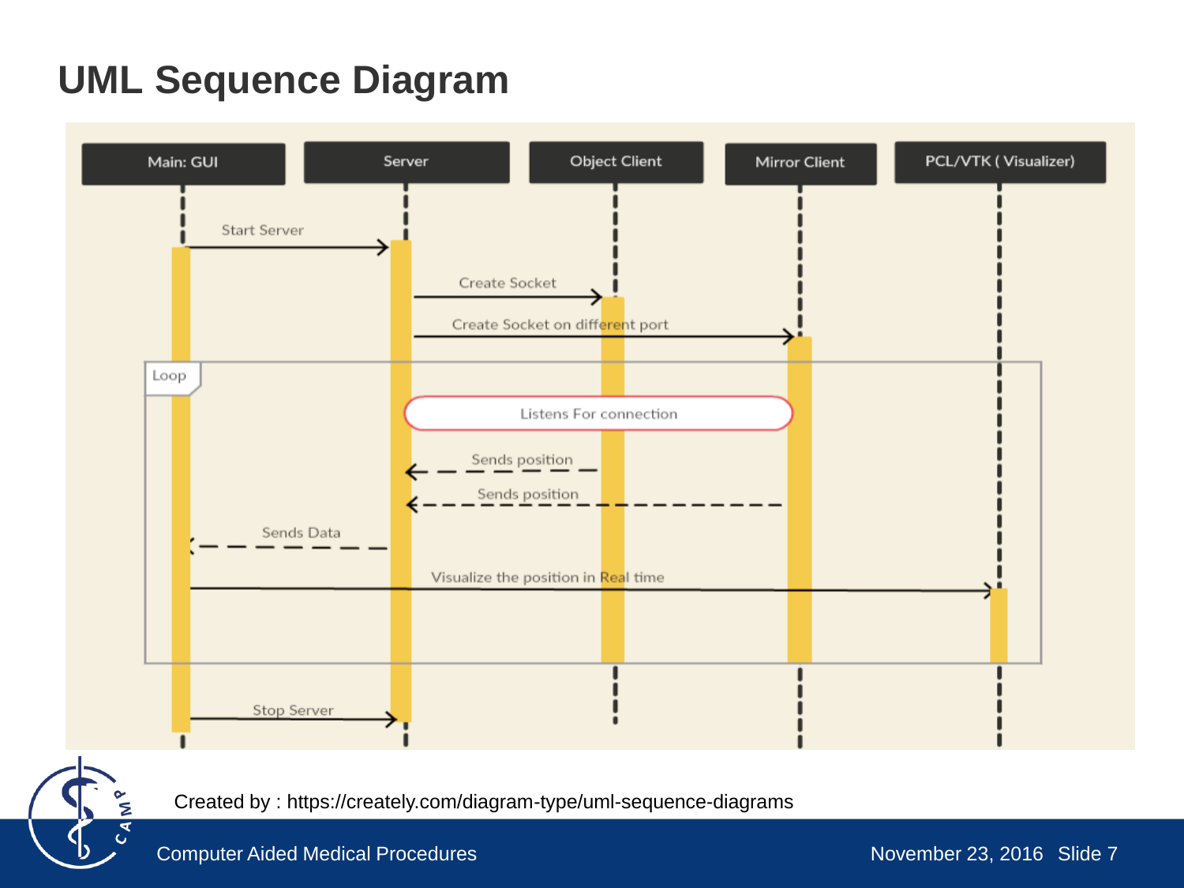# UML Sequence Diagram

Main: GUI | Server | Object Client | Mirror Client | PCL/VTK ( Visualizer)

Start Server

Create Socket

Create Socket on different port

Loop

Listens For connection

Sends position

Sends position

Sends Data

Visualize the position in Real time

Stop Server

Created by : https://creately.com/diagram-type/uml-sequence-diagrams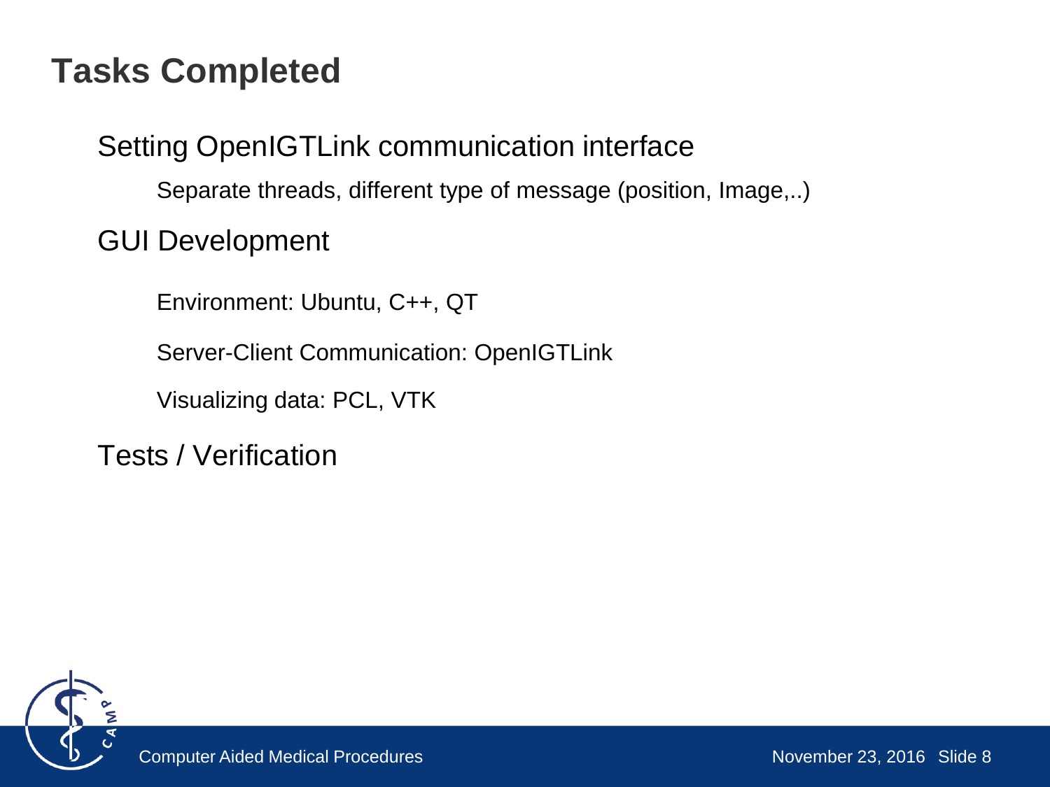# Tasks Completed

- Setting OpenIGTLink communication interface
  - Separate threads, different type of message (position, Image,..)
- GUI Development
  - Environment: Ubuntu, C++, QT
  - Server-Client Communication: OpenIGTLink
  - Visualizing data: PCL, VTK
- Tests / Verification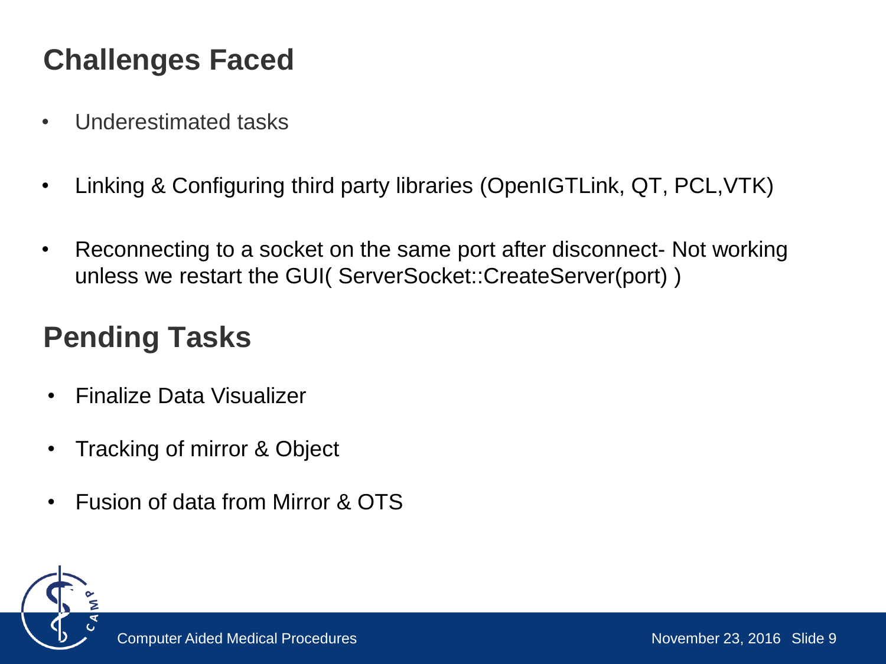## Challenges Faced

- Underestimated tasks
- Linking & Configuring third party libraries (OpenIGTLink, QT, PCL,VTK)
- Reconnecting to a socket on the same port after disconnect- Not working unless we restart the GUI( ServerSocket::CreateServer(port) )

## Pending Tasks

- Finalize Data Visualizer
- Tracking of mirror & Object
- Fusion of data from Mirror & OTS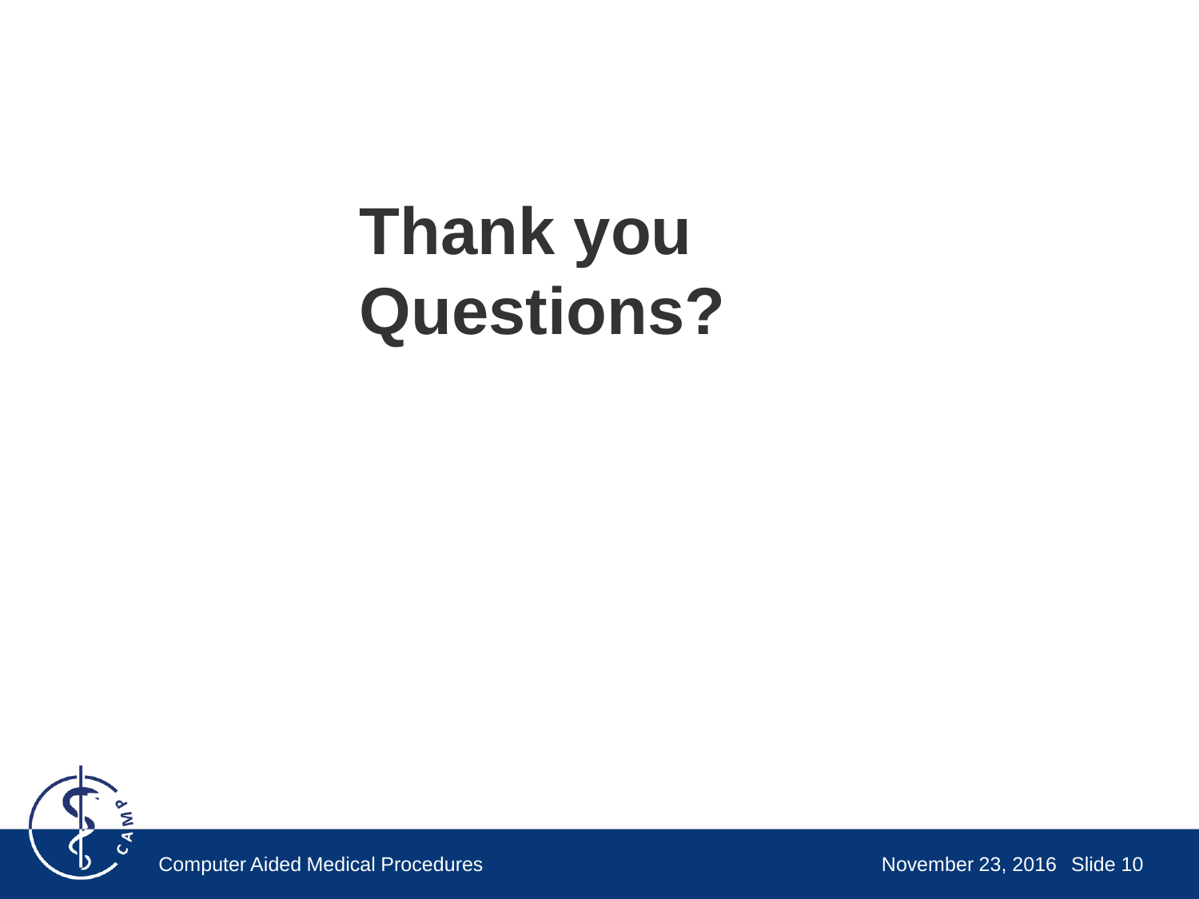# Thank you
# Questions?